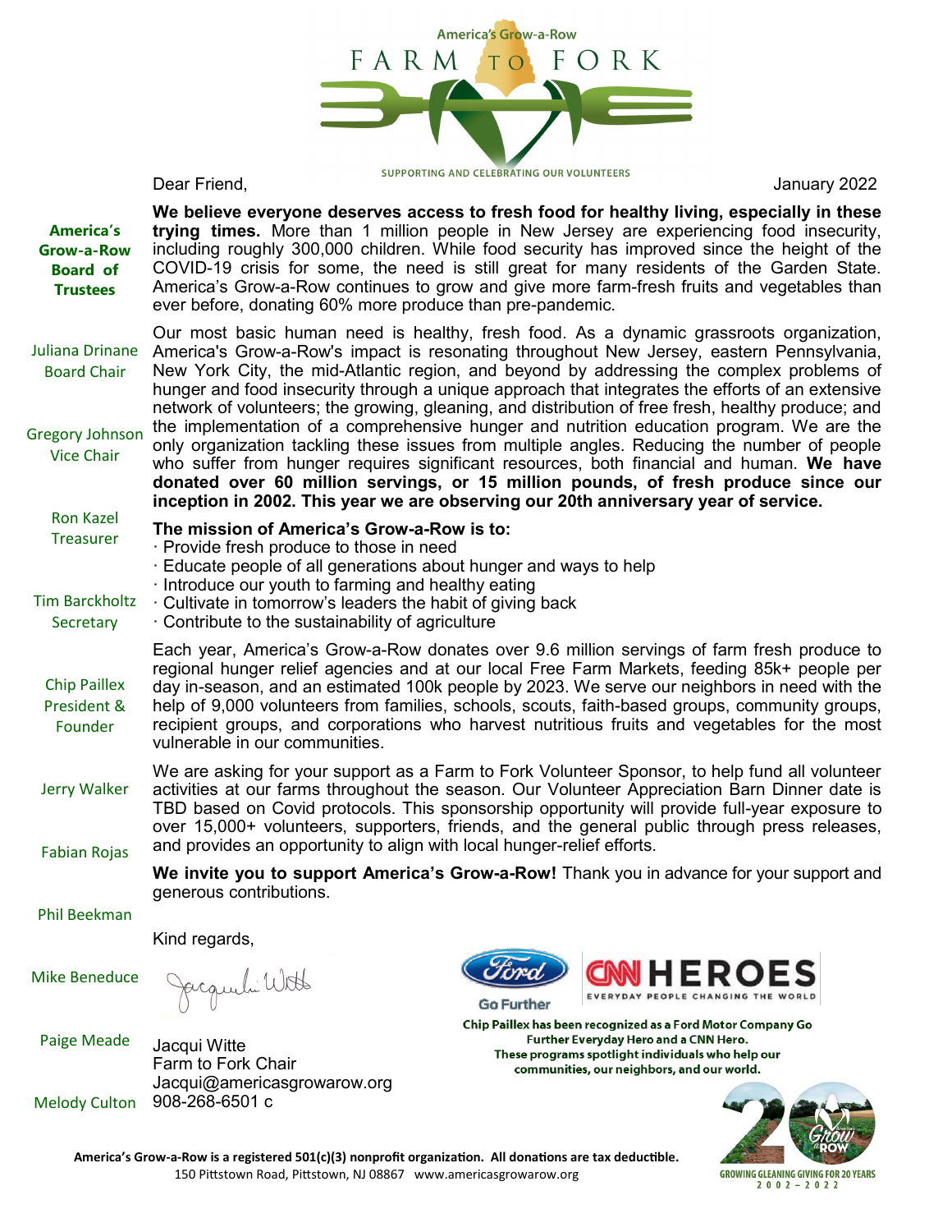America's Grow-a-Row

# FARM TO FORK

SUPPORTING AND CELEBRATING OUR VOLUNTEERS

Dear Friend,

January 2022

**America's Grow-a-Row Board of Trustees**

Juliana Drinane
Board Chair

Gregory Johnson
Vice Chair

Ron Kazel
Treasurer

Tim Barckholtz
Secretary

Chip Paillex
President & Founder

Jerry Walker

Fabian Rojas

Phil Beekman

Mike Beneduce

Paige Meade

Melody Culton

**We believe everyone deserves access to fresh food for healthy living, especially in these trying times.** More than 1 million people in New Jersey are experiencing food insecurity, including roughly 300,000 children. While food security has improved since the height of the COVID-19 crisis for some, the need is still great for many residents of the Garden State. America's Grow-a-Row continues to grow and give more farm-fresh fruits and vegetables than ever before, donating 60% more produce than pre-pandemic.

Our most basic human need is healthy, fresh food. As a dynamic grassroots organization, America's Grow-a-Row's impact is resonating throughout New Jersey, eastern Pennsylvania, New York City, the mid-Atlantic region, and beyond by addressing the complex problems of hunger and food insecurity through a unique approach that integrates the efforts of an extensive network of volunteers; the growing, gleaning, and distribution of free fresh, healthy produce; and the implementation of a comprehensive hunger and nutrition education program. We are the only organization tackling these issues from multiple angles. Reducing the number of people who suffer from hunger requires significant resources, both financial and human. **We have donated over 60 million servings, or 15 million pounds, of fresh produce since our inception in 2002. This year we are observing our 20th anniversary year of service.**

**The mission of America's Grow-a-Row is to:**

- Provide fresh produce to those in need
- Educate people of all generations about hunger and ways to help
- Introduce our youth to farming and healthy eating
- Cultivate in tomorrow's leaders the habit of giving back
- Contribute to the sustainability of agriculture

Each year, America's Grow-a-Row donates over 9.6 million servings of farm fresh produce to regional hunger relief agencies and at our local Free Farm Markets, feeding 85k+ people per day in-season, and an estimated 100k people by 2023. We serve our neighbors in need with the help of 9,000 volunteers from families, schools, scouts, faith-based groups, community groups, recipient groups, and corporations who harvest nutritious fruits and vegetables for the most vulnerable in our communities.

We are asking for your support as a Farm to Fork Volunteer Sponsor, to help fund all volunteer activities at our farms throughout the season. Our Volunteer Appreciation Barn Dinner date is TBD based on Covid protocols. This sponsorship opportunity will provide full-year exposure to over 15,000+ volunteers, supporters, friends, and the general public through press releases, and provides an opportunity to align with local hunger-relief efforts.

**We invite you to support America's Grow-a-Row!** Thank you in advance for your support and generous contributions.

Kind regards,

Jacqui Witte
Farm to Fork Chair
Jacqui@americasgrowarow.org
908-268-6501 c

Ford Go Further | CNN HEROES — EVERYDAY PEOPLE CHANGING THE WORLD

**Chip Paillex has been recognized as a Ford Motor Company Go Further Everyday Hero and a CNN Hero. These programs spotlight individuals who help our communities, our neighbors, and our world.**

GROWING GLEANING GIVING FOR 20 YEARS 2002 – 2022

**America's Grow-a-Row is a registered 501(c)(3) nonprofit organization. All donations are tax deductible.**
150 Pittstown Road, Pittstown, NJ 08867 www.americasgrowarow.org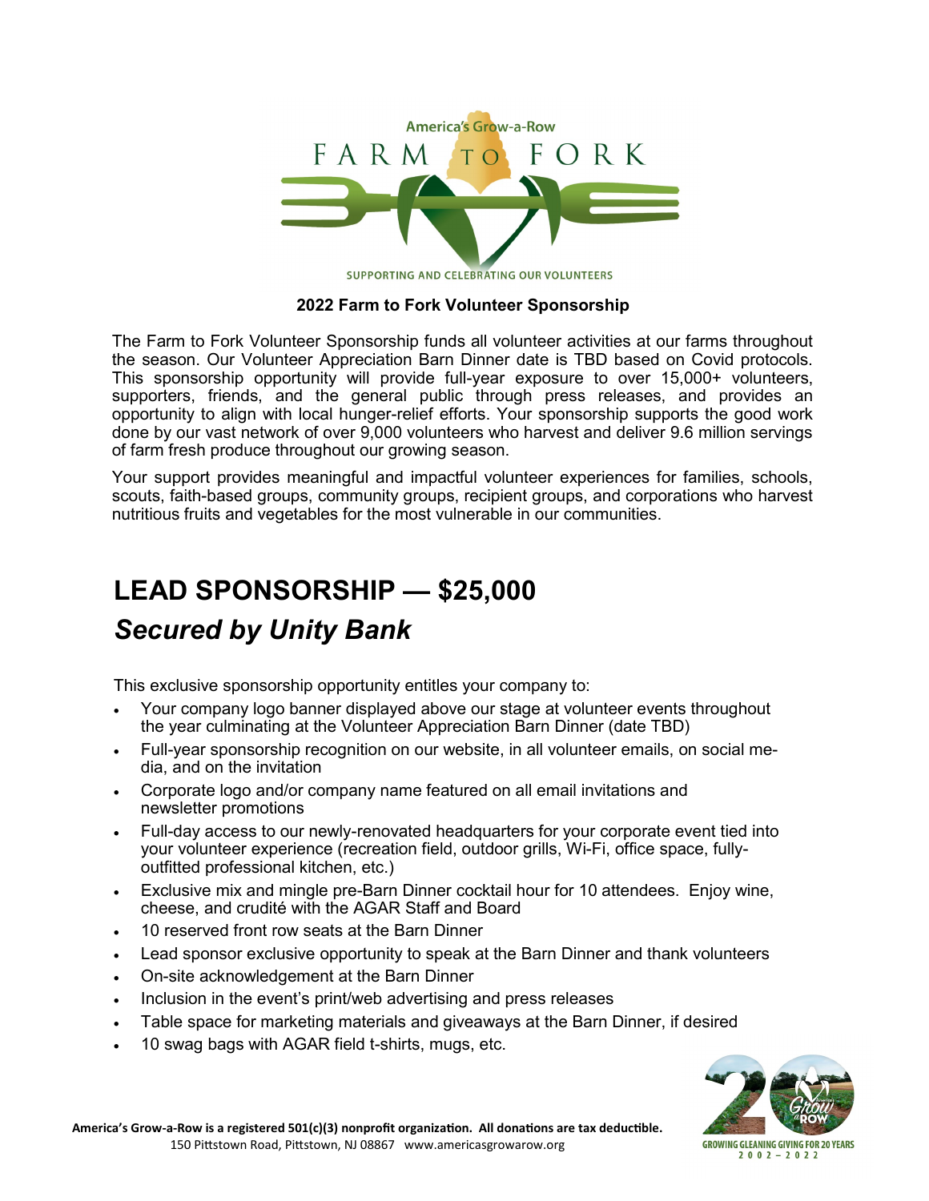America's Grow-a-Row

FARM TO FORK

SUPPORTING AND CELEBRATING OUR VOLUNTEERS

**2022 Farm to Fork Volunteer Sponsorship**

The Farm to Fork Volunteer Sponsorship funds all volunteer activities at our farms throughout the season. Our Volunteer Appreciation Barn Dinner date is TBD based on Covid protocols. This sponsorship opportunity will provide full-year exposure to over 15,000+ volunteers, supporters, friends, and the general public through press releases, and provides an opportunity to align with local hunger-relief efforts. Your sponsorship supports the good work done by our vast network of over 9,000 volunteers who harvest and deliver 9.6 million servings of farm fresh produce throughout our growing season.

Your support provides meaningful and impactful volunteer experiences for families, schools, scouts, faith-based groups, community groups, recipient groups, and corporations who harvest nutritious fruits and vegetables for the most vulnerable in our communities.

# LEAD SPONSORSHIP — $25,000

## *Secured by Unity Bank*

This exclusive sponsorship opportunity entitles your company to:

- Your company logo banner displayed above our stage at volunteer events throughout the year culminating at the Volunteer Appreciation Barn Dinner (date TBD)
- Full-year sponsorship recognition on our website, in all volunteer emails, on social media, and on the invitation
- Corporate logo and/or company name featured on all email invitations and newsletter promotions
- Full-day access to our newly-renovated headquarters for your corporate event tied into your volunteer experience (recreation field, outdoor grills, Wi-Fi, office space, fully-outfitted professional kitchen, etc.)
- Exclusive mix and mingle pre-Barn Dinner cocktail hour for 10 attendees. Enjoy wine, cheese, and crudité with the AGAR Staff and Board
- 10 reserved front row seats at the Barn Dinner
- Lead sponsor exclusive opportunity to speak at the Barn Dinner and thank volunteers
- On-site acknowledgement at the Barn Dinner
- Inclusion in the event's print/web advertising and press releases
- Table space for marketing materials and giveaways at the Barn Dinner, if desired
- 10 swag bags with AGAR field t-shirts, mugs, etc.

**America's Grow-a-Row is a registered 501(c)(3) nonprofit organization. All donations are tax deductible.**
150 Pittstown Road, Pittstown, NJ 08867 www.americasgrowarow.org

GROWING GLEANING GIVING FOR 20 YEARS 2002 – 2022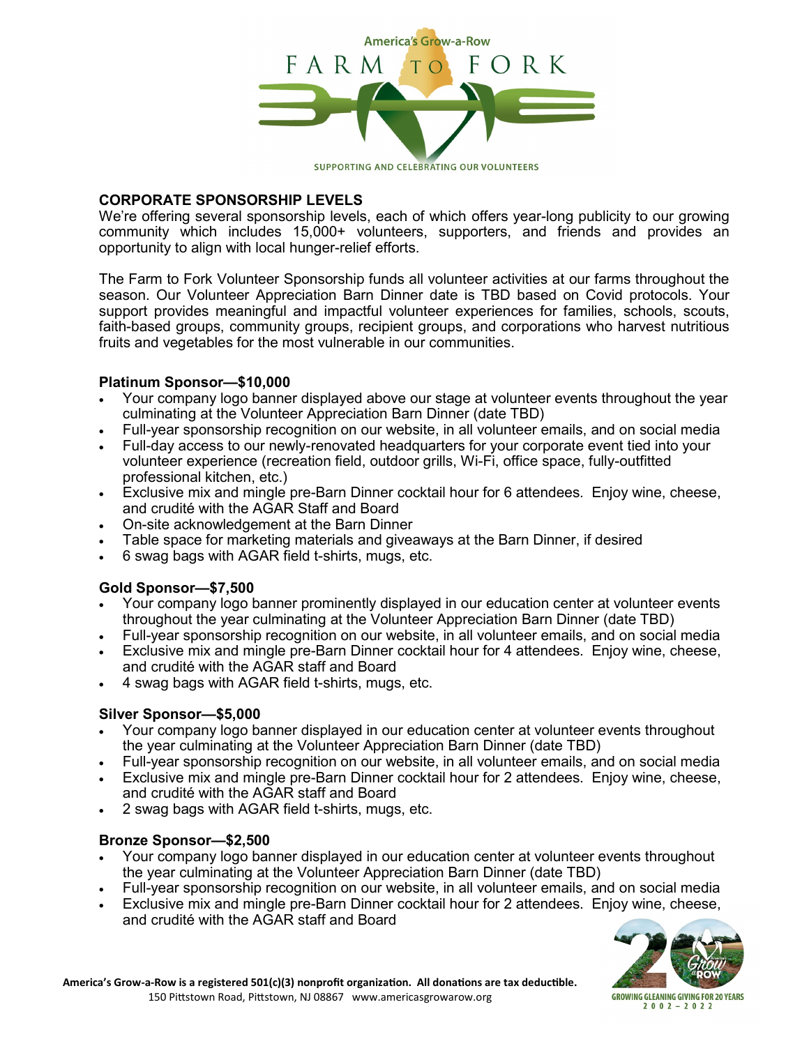America's Grow-a-Row

FARM TO FORK

SUPPORTING AND CELEBRATING OUR VOLUNTEERS

## CORPORATE SPONSORSHIP LEVELS

We're offering several sponsorship levels, each of which offers year-long publicity to our growing community which includes 15,000+ volunteers, supporters, and friends and provides an opportunity to align with local hunger-relief efforts.

The Farm to Fork Volunteer Sponsorship funds all volunteer activities at our farms throughout the season. Our Volunteer Appreciation Barn Dinner date is TBD based on Covid protocols. Your support provides meaningful and impactful volunteer experiences for families, schools, scouts, faith-based groups, community groups, recipient groups, and corporations who harvest nutritious fruits and vegetables for the most vulnerable in our communities.

### Platinum Sponsor—$10,000

- Your company logo banner displayed above our stage at volunteer events throughout the year culminating at the Volunteer Appreciation Barn Dinner (date TBD)
- Full-year sponsorship recognition on our website, in all volunteer emails, and on social media
- Full-day access to our newly-renovated headquarters for your corporate event tied into your volunteer experience (recreation field, outdoor grills, Wi-Fi, office space, fully-outfitted professional kitchen, etc.)
- Exclusive mix and mingle pre-Barn Dinner cocktail hour for 6 attendees. Enjoy wine, cheese, and crudité with the AGAR Staff and Board
- On-site acknowledgement at the Barn Dinner
- Table space for marketing materials and giveaways at the Barn Dinner, if desired
- 6 swag bags with AGAR field t-shirts, mugs, etc.

### Gold Sponsor—$7,500

- Your company logo banner prominently displayed in our education center at volunteer events throughout the year culminating at the Volunteer Appreciation Barn Dinner (date TBD)
- Full-year sponsorship recognition on our website, in all volunteer emails, and on social media
- Exclusive mix and mingle pre-Barn Dinner cocktail hour for 4 attendees. Enjoy wine, cheese, and crudité with the AGAR staff and Board
- 4 swag bags with AGAR field t-shirts, mugs, etc.

### Silver Sponsor—$5,000

- Your company logo banner displayed in our education center at volunteer events throughout the year culminating at the Volunteer Appreciation Barn Dinner (date TBD)
- Full-year sponsorship recognition on our website, in all volunteer emails, and on social media
- Exclusive mix and mingle pre-Barn Dinner cocktail hour for 2 attendees. Enjoy wine, cheese, and crudité with the AGAR staff and Board
- 2 swag bags with AGAR field t-shirts, mugs, etc.

### Bronze Sponsor—$2,500

- Your company logo banner displayed in our education center at volunteer events throughout the year culminating at the Volunteer Appreciation Barn Dinner (date TBD)
- Full-year sponsorship recognition on our website, in all volunteer emails, and on social media
- Exclusive mix and mingle pre-Barn Dinner cocktail hour for 2 attendees. Enjoy wine, cheese, and crudité with the AGAR staff and Board

**America's Grow-a-Row is a registered 501(c)(3) nonprofit organization. All donations are tax deductible.**
150 Pittstown Road, Pittstown, NJ 08867 www.americasgrowarow.org

GROWING GLEANING GIVING FOR 20 YEARS
2002 – 2022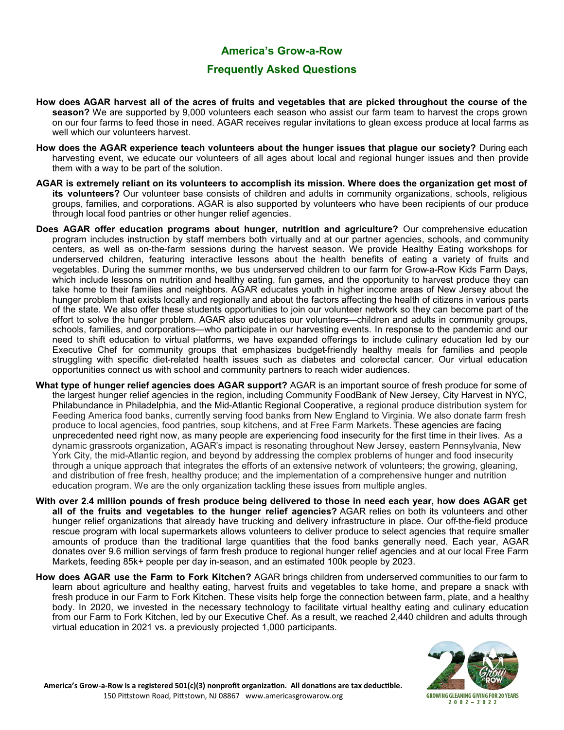## America's Grow-a-Row

## Frequently Asked Questions

**How does AGAR harvest all of the acres of fruits and vegetables that are picked throughout the course of the season?** We are supported by 9,000 volunteers each season who assist our farm team to harvest the crops grown on our four farms to feed those in need. AGAR receives regular invitations to glean excess produce at local farms as well which our volunteers harvest.

**How does the AGAR experience teach volunteers about the hunger issues that plague our society?** During each harvesting event, we educate our volunteers of all ages about local and regional hunger issues and then provide them with a way to be part of the solution.

**AGAR is extremely reliant on its volunteers to accomplish its mission. Where does the organization get most of its volunteers?** Our volunteer base consists of children and adults in community organizations, schools, religious groups, families, and corporations. AGAR is also supported by volunteers who have been recipients of our produce through local food pantries or other hunger relief agencies.

**Does AGAR offer education programs about hunger, nutrition and agriculture?** Our comprehensive education program includes instruction by staff members both virtually and at our partner agencies, schools, and community centers, as well as on-the-farm sessions during the harvest season. We provide Healthy Eating workshops for underserved children, featuring interactive lessons about the health benefits of eating a variety of fruits and vegetables. During the summer months, we bus underserved children to our farm for Grow-a-Row Kids Farm Days, which include lessons on nutrition and healthy eating, fun games, and the opportunity to harvest produce they can take home to their families and neighbors. AGAR educates youth in higher income areas of New Jersey about the hunger problem that exists locally and regionally and about the factors affecting the health of citizens in various parts of the state. We also offer these students opportunities to join our volunteer network so they can become part of the effort to solve the hunger problem. AGAR also educates our volunteers—children and adults in community groups, schools, families, and corporations—who participate in our harvesting events. In response to the pandemic and our need to shift education to virtual platforms, we have expanded offerings to include culinary education led by our Executive Chef for community groups that emphasizes budget-friendly healthy meals for families and people struggling with specific diet-related health issues such as diabetes and colorectal cancer. Our virtual education opportunities connect us with school and community partners to reach wider audiences.

**What type of hunger relief agencies does AGAR support?** AGAR is an important source of fresh produce for some of the largest hunger relief agencies in the region, including Community FoodBank of New Jersey, City Harvest in NYC, Philabundance in Philadelphia, and the Mid-Atlantic Regional Cooperative, a regional produce distribution system for Feeding America food banks, currently serving food banks from New England to Virginia. We also donate farm fresh produce to local agencies, food pantries, soup kitchens, and at Free Farm Markets. These agencies are facing unprecedented need right now, as many people are experiencing food insecurity for the first time in their lives. As a dynamic grassroots organization, AGAR's impact is resonating throughout New Jersey, eastern Pennsylvania, New York City, the mid-Atlantic region, and beyond by addressing the complex problems of hunger and food insecurity through a unique approach that integrates the efforts of an extensive network of volunteers; the growing, gleaning, and distribution of free fresh, healthy produce; and the implementation of a comprehensive hunger and nutrition education program. We are the only organization tackling these issues from multiple angles.

**With over 2.4 million pounds of fresh produce being delivered to those in need each year, how does AGAR get all of the fruits and vegetables to the hunger relief agencies?** AGAR relies on both its volunteers and other hunger relief organizations that already have trucking and delivery infrastructure in place. Our off-the-field produce rescue program with local supermarkets allows volunteers to deliver produce to select agencies that require smaller amounts of produce than the traditional large quantities that the food banks generally need. Each year, AGAR donates over 9.6 million servings of farm fresh produce to regional hunger relief agencies and at our local Free Farm Markets, feeding 85k+ people per day in-season, and an estimated 100k people by 2023.

**How does AGAR use the Farm to Fork Kitchen?** AGAR brings children from underserved communities to our farm to learn about agriculture and healthy eating, harvest fruits and vegetables to take home, and prepare a snack with fresh produce in our Farm to Fork Kitchen. These visits help forge the connection between farm, plate, and a healthy body. In 2020, we invested in the necessary technology to facilitate virtual healthy eating and culinary education from our Farm to Fork Kitchen, led by our Executive Chef. As a result, we reached 2,440 children and adults through virtual education in 2021 vs. a previously projected 1,000 participants.

**America's Grow-a-Row is a registered 501(c)(3) nonprofit organization. All donations are tax deductible.**
150 Pittstown Road, Pittstown, NJ 08867 www.americasgrowarow.org

GROWING GLEANING GIVING FOR 20 YEARS
2002 – 2022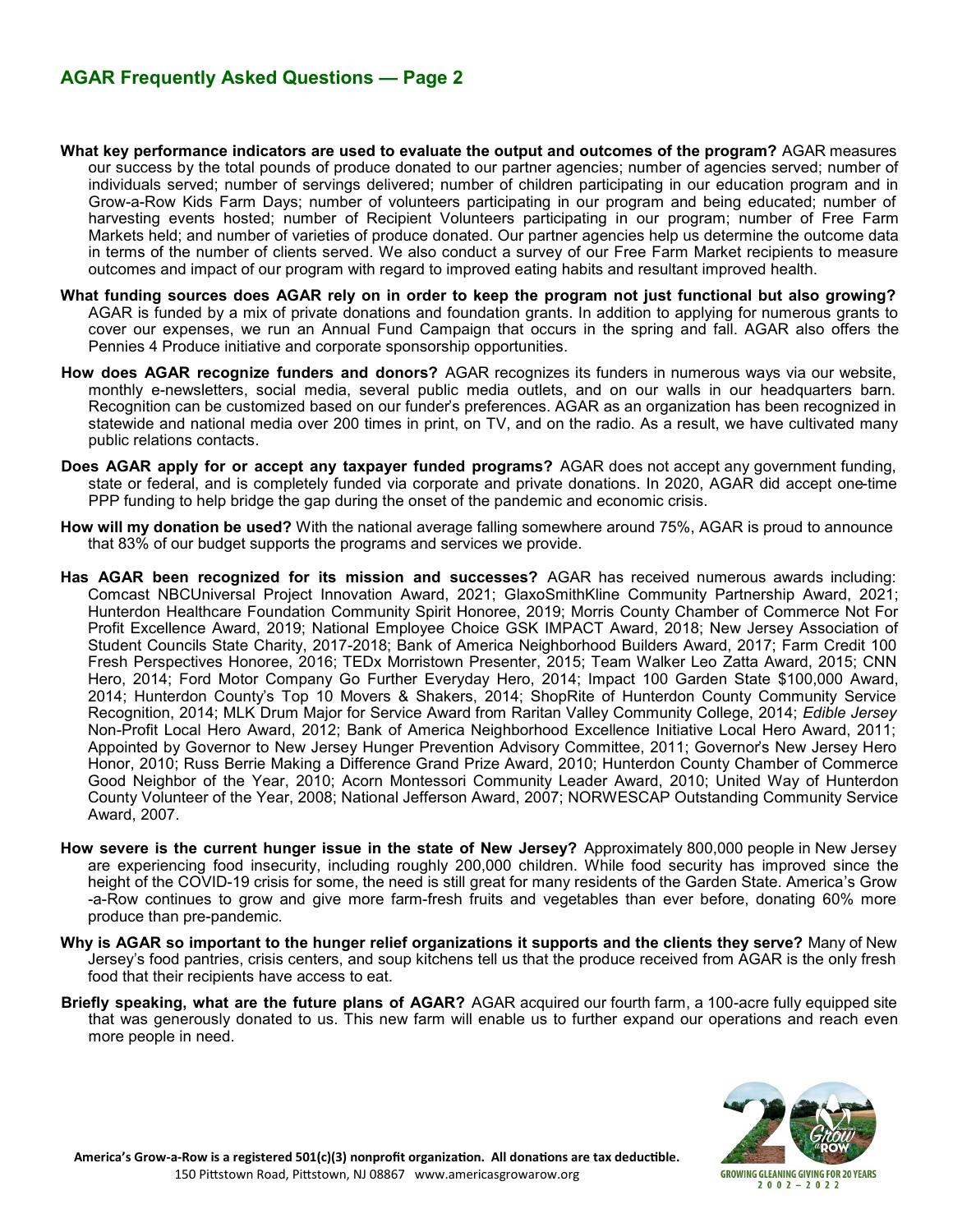## AGAR Frequently Asked Questions — Page 2

**What key performance indicators are used to evaluate the output and outcomes of the program?** AGAR measures our success by the total pounds of produce donated to our partner agencies; number of agencies served; number of individuals served; number of servings delivered; number of children participating in our education program and in Grow-a-Row Kids Farm Days; number of volunteers participating in our program and being educated; number of harvesting events hosted; number of Recipient Volunteers participating in our program; number of Free Farm Markets held; and number of varieties of produce donated. Our partner agencies help us determine the outcome data in terms of the number of clients served. We also conduct a survey of our Free Farm Market recipients to measure outcomes and impact of our program with regard to improved eating habits and resultant improved health.

**What funding sources does AGAR rely on in order to keep the program not just functional but also growing?** AGAR is funded by a mix of private donations and foundation grants. In addition to applying for numerous grants to cover our expenses, we run an Annual Fund Campaign that occurs in the spring and fall. AGAR also offers the Pennies 4 Produce initiative and corporate sponsorship opportunities.

**How does AGAR recognize funders and donors?** AGAR recognizes its funders in numerous ways via our website, monthly e-newsletters, social media, several public media outlets, and on our walls in our headquarters barn. Recognition can be customized based on our funder's preferences. AGAR as an organization has been recognized in statewide and national media over 200 times in print, on TV, and on the radio. As a result, we have cultivated many public relations contacts.

**Does AGAR apply for or accept any taxpayer funded programs?** AGAR does not accept any government funding, state or federal, and is completely funded via corporate and private donations. In 2020, AGAR did accept one-time PPP funding to help bridge the gap during the onset of the pandemic and economic crisis.

**How will my donation be used?** With the national average falling somewhere around 75%, AGAR is proud to announce that 83% of our budget supports the programs and services we provide.

**Has AGAR been recognized for its mission and successes?** AGAR has received numerous awards including: Comcast NBCUniversal Project Innovation Award, 2021; GlaxoSmithKline Community Partnership Award, 2021; Hunterdon Healthcare Foundation Community Spirit Honoree, 2019; Morris County Chamber of Commerce Not For Profit Excellence Award, 2019; National Employee Choice GSK IMPACT Award, 2018; New Jersey Association of Student Councils State Charity, 2017-2018; Bank of America Neighborhood Builders Award, 2017; Farm Credit 100 Fresh Perspectives Honoree, 2016; TEDx Morristown Presenter, 2015; Team Walker Leo Zatta Award, 2015; CNN Hero, 2014; Ford Motor Company Go Further Everyday Hero, 2014; Impact 100 Garden State $100,000 Award, 2014; Hunterdon County's Top 10 Movers & Shakers, 2014; ShopRite of Hunterdon County Community Service Recognition, 2014; MLK Drum Major for Service Award from Raritan Valley Community College, 2014; *Edible Jersey* Non-Profit Local Hero Award, 2012; Bank of America Neighborhood Excellence Initiative Local Hero Award, 2011; Appointed by Governor to New Jersey Hunger Prevention Advisory Committee, 2011; Governor's New Jersey Hero Honor, 2010; Russ Berrie Making a Difference Grand Prize Award, 2010; Hunterdon County Chamber of Commerce Good Neighbor of the Year, 2010; Acorn Montessori Community Leader Award, 2010; United Way of Hunterdon County Volunteer of the Year, 2008; National Jefferson Award, 2007; NORWESCAP Outstanding Community Service Award, 2007.

**How severe is the current hunger issue in the state of New Jersey?** Approximately 800,000 people in New Jersey are experiencing food insecurity, including roughly 200,000 children. While food security has improved since the height of the COVID-19 crisis for some, the need is still great for many residents of the Garden State. America's Grow-a-Row continues to grow and give more farm-fresh fruits and vegetables than ever before, donating 60% more produce than pre-pandemic.

**Why is AGAR so important to the hunger relief organizations it supports and the clients they serve?** Many of New Jersey's food pantries, crisis centers, and soup kitchens tell us that the produce received from AGAR is the only fresh food that their recipients have access to eat.

**Briefly speaking, what are the future plans of AGAR?** AGAR acquired our fourth farm, a 100-acre fully equipped site that was generously donated to us. This new farm will enable us to further expand our operations and reach even more people in need.

**America's Grow-a-Row is a registered 501(c)(3) nonprofit organization. All donations are tax deductible.**
150 Pittstown Road, Pittstown, NJ 08867 www.americasgrowarow.org

GROWING GLEANING GIVING FOR 20 YEARS 2002 – 2022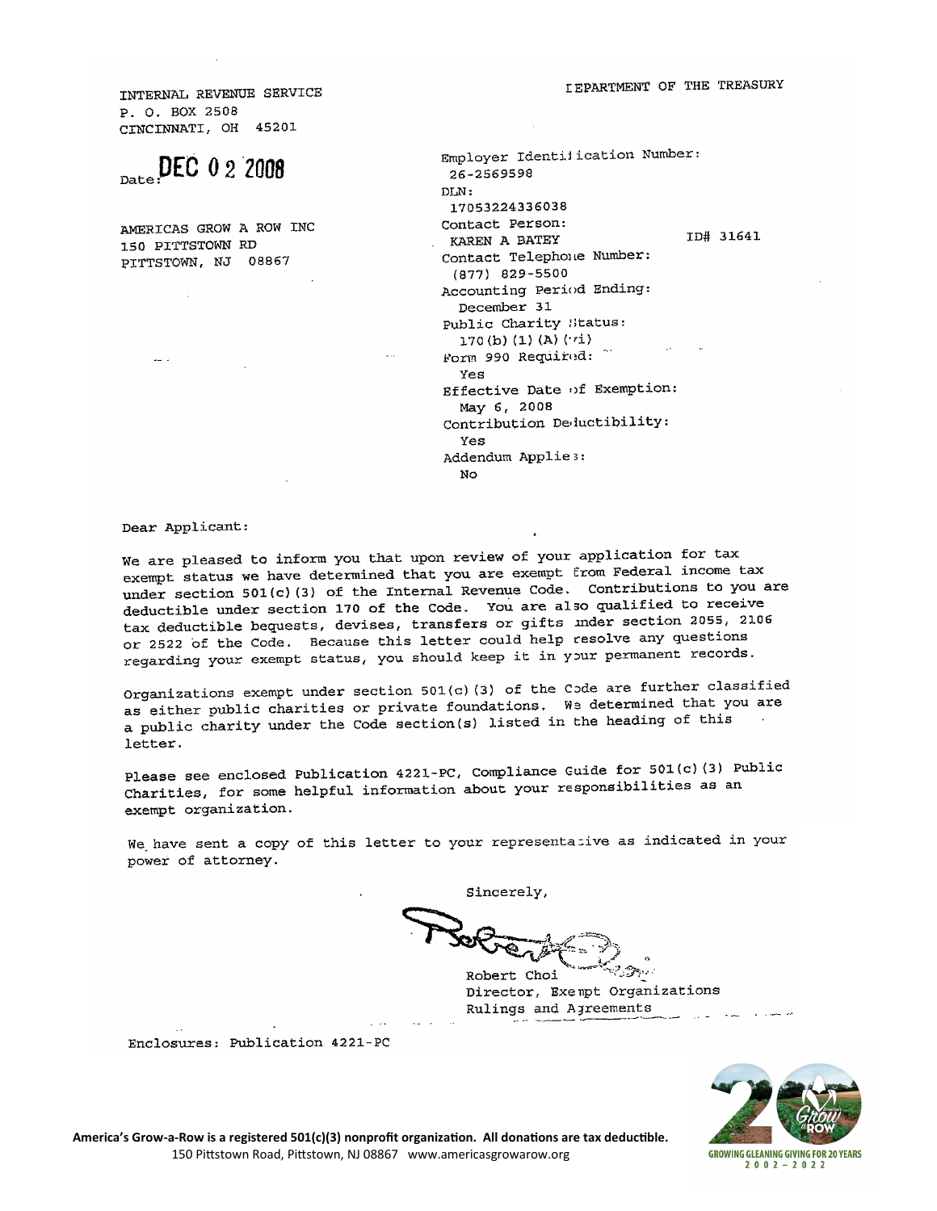INTERNAL REVENUE SERVICE
P. O. BOX 2508
CINCINNATI, OH 45201

DEPARTMENT OF THE TREASURY

Date: **DEC 02 2008**

AMERICAS GROW A ROW INC
150 PITTSTOWN RD
PITTSTOWN, NJ 08867

Employer Identification Number:
26-2569598
DLN:
17053224336038
Contact Person:
KAREN A BATEY ID# 31641
Contact Telephone Number:
(877) 829-5500
Accounting Period Ending:
December 31
Public Charity Status:
170(b)(1)(A)(vi)
Form 990 Required:
Yes
Effective Date of Exemption:
May 6, 2008
Contribution Deductibility:
Yes
Addendum Applies:
No

Dear Applicant:

We are pleased to inform you that upon review of your application for tax exempt status we have determined that you are exempt from Federal income tax under section 501(c)(3) of the Internal Revenue Code. Contributions to you are deductible under section 170 of the Code. You are also qualified to receive tax deductible bequests, devises, transfers or gifts under section 2055, 2106 or 2522 of the Code. Because this letter could help resolve any questions regarding your exempt status, you should keep it in your permanent records.

Organizations exempt under section 501(c)(3) of the Code are further classified as either public charities or private foundations. We determined that you are a public charity under the Code section(s) listed in the heading of this letter.

Please see enclosed Publication 4221-PC, Compliance Guide for 501(c)(3) Public Charities, for some helpful information about your responsibilities as an exempt organization.

We have sent a copy of this letter to your representative as indicated in your power of attorney.

Sincerely,

Robert Choi
Director, Exempt Organizations
Rulings and Agreements

Enclosures: Publication 4221-PC

**America's Grow-a-Row is a registered 501(c)(3) nonprofit organization. All donations are tax deductible.**
150 Pittstown Road, Pittstown, NJ 08867 www.americasgrowarow.org

GROWING GLEANING GIVING FOR 20 YEARS
2002 – 2022